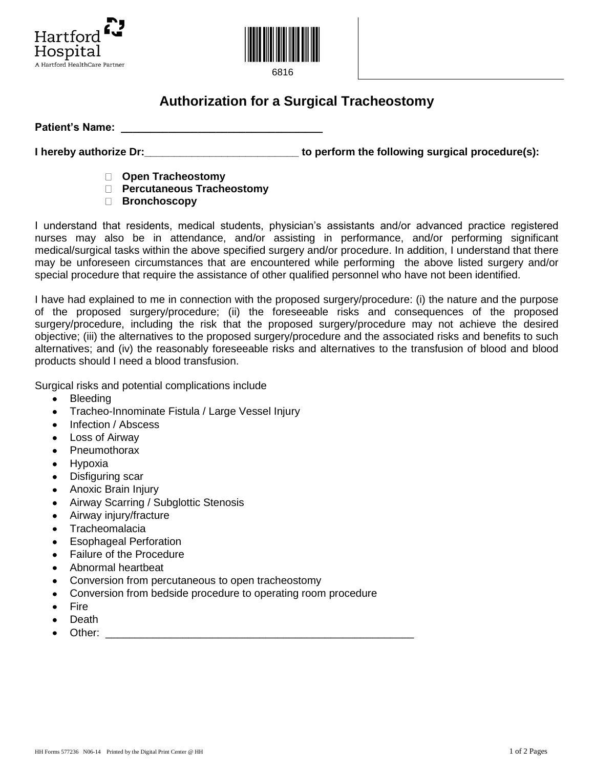Hartford Hospital
A Hartford HealthCare Partner

6816

# Authorization for a Surgical Tracheostomy

**Patient's Name: ________________________________**

**I hereby authorize Dr:_________________________ to perform the following surgical procedure(s):**

- ☐ **Open Tracheostomy**
- ☐ **Percutaneous Tracheostomy**
- ☐ **Bronchoscopy**

I understand that residents, medical students, physician's assistants and/or advanced practice registered nurses may also be in attendance, and/or assisting in performance, and/or performing significant medical/surgical tasks within the above specified surgery and/or procedure. In addition, I understand that there may be unforeseen circumstances that are encountered while performing the above listed surgery and/or special procedure that require the assistance of other qualified personnel who have not been identified.

I have had explained to me in connection with the proposed surgery/procedure: (i) the nature and the purpose of the proposed surgery/procedure; (ii) the foreseeable risks and consequences of the proposed surgery/procedure, including the risk that the proposed surgery/procedure may not achieve the desired objective; (iii) the alternatives to the proposed surgery/procedure and the associated risks and benefits to such alternatives; and (iv) the reasonably foreseeable risks and alternatives to the transfusion of blood and blood products should I need a blood transfusion.

Surgical risks and potential complications include

- Bleeding
- Tracheo-Innominate Fistula / Large Vessel Injury
- Infection / Abscess
- Loss of Airway
- Pneumothorax
- Hypoxia
- Disfiguring scar
- Anoxic Brain Injury
- Airway Scarring / Subglottic Stenosis
- Airway injury/fracture
- Tracheomalacia
- Esophageal Perforation
- Failure of the Procedure
- Abnormal heartbeat
- Conversion from percutaneous to open tracheostomy
- Conversion from bedside procedure to operating room procedure
- Fire
- Death
- Other: ________________________________________________

HH Forms 577236 N06-14 Printed by the Digital Print Center @ HH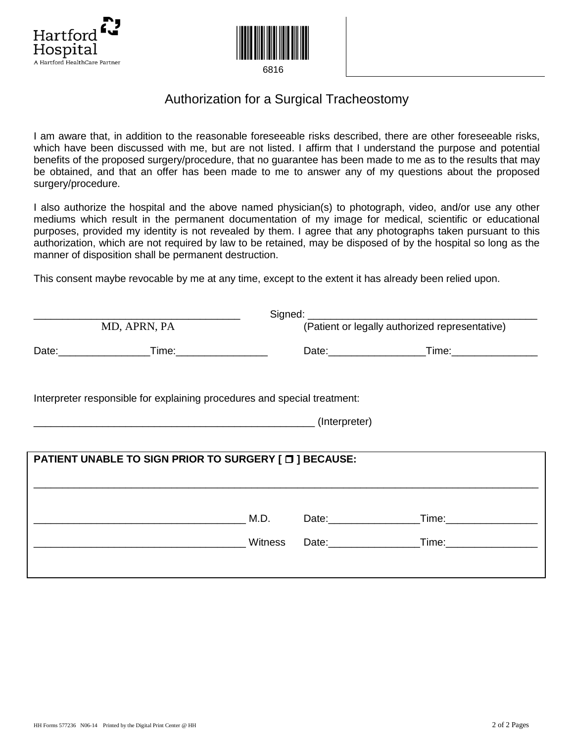Hartford Hospital
A Hartford HealthCare Partner

6816

# Authorization for a Surgical Tracheostomy

I am aware that, in addition to the reasonable foreseeable risks described, there are other foreseeable risks, which have been discussed with me, but are not listed. I affirm that I understand the purpose and potential benefits of the proposed surgery/procedure, that no guarantee has been made to me as to the results that may be obtained, and that an offer has been made to me to answer any of my questions about the proposed surgery/procedure.

I also authorize the hospital and the above named physician(s) to photograph, video, and/or use any other mediums which result in the permanent documentation of my image for medical, scientific or educational purposes, provided my identity is not revealed by them. I agree that any photographs taken pursuant to this authorization, which are not required by law to be retained, may be disposed of by the hospital so long as the manner of disposition shall be permanent destruction.

This consent maybe revocable by me at any time, except to the extent it has already been relied upon.

____________________________________ MD, APRN, PA

Date:________________Time:________________

Signed: ________________________________________ (Patient or legally authorized representative)

Date:_________________Time:_______________

Interpreter responsible for explaining procedures and special treatment:

__________________________________________________ (Interpreter)

**PATIENT UNABLE TO SIGN PRIOR TO SURGERY [ ☐ ] BECAUSE:**

_____________________________________________________________________________________

_____________________________________ M.D. Date:________________Time:________________

_____________________________________ Witness Date:________________Time:________________

HH Forms 577236 N06-14 Printed by the Digital Print Center @ HH